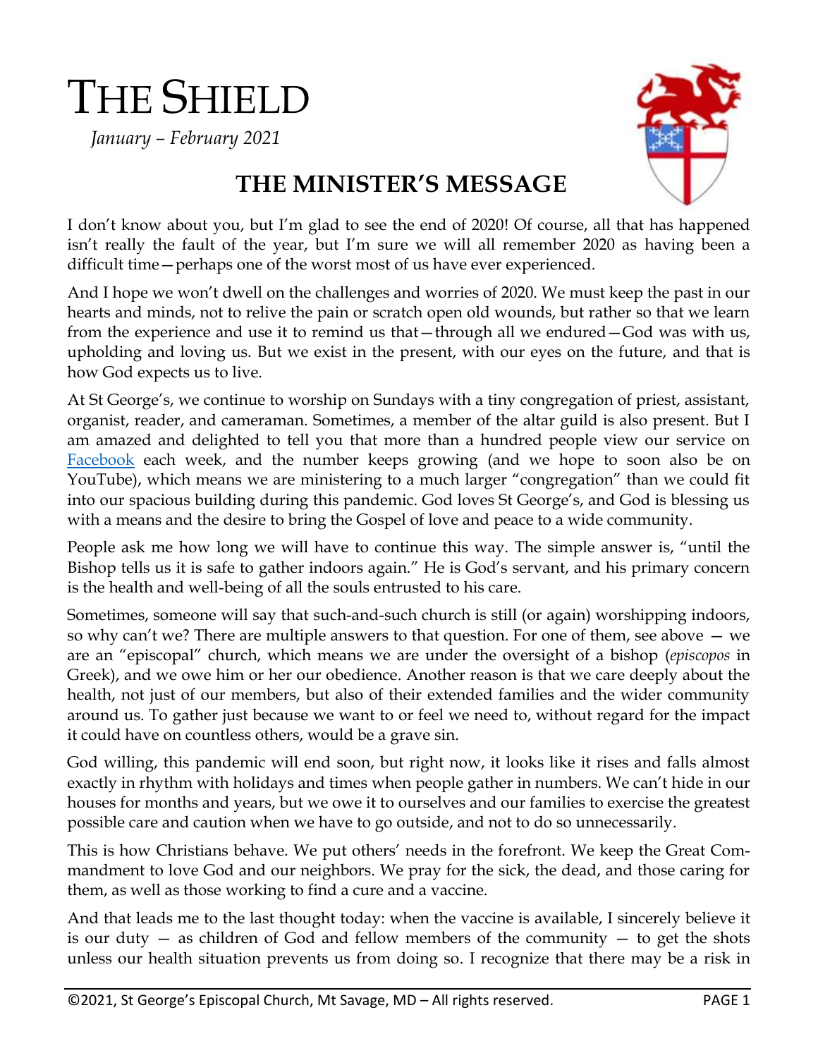# THE SHIELD

*January – February 2021*

## THE MINISTER'S MESSAGE

I don't know about you, but I'm glad to see the end of 2020! Of course, all that has happened isn't really the fault of the year, but I'm sure we will all remember 2020 as having been a difficult time—perhaps one of the worst most of us have ever experienced.

And I hope we won't dwell on the challenges and worries of 2020. We must keep the past in our hearts and minds, not to relive the pain or scratch open old wounds, but rather so that we learn from the experience and use it to remind us that—through all we endured—God was with us, upholding and loving us. But we exist in the present, with our eyes on the future, and that is how God expects us to live.

At St George's, we continue to worship on Sundays with a tiny congregation of priest, assistant, organist, reader, and cameraman. Sometimes, a member of the altar guild is also present. But I am amazed and delighted to tell you that more than a hundred people view our service on Facebook each week, and the number keeps growing (and we hope to soon also be on YouTube), which means we are ministering to a much larger "congregation" than we could fit into our spacious building during this pandemic. God loves St George's, and God is blessing us with a means and the desire to bring the Gospel of love and peace to a wide community.

People ask me how long we will have to continue this way. The simple answer is, "until the Bishop tells us it is safe to gather indoors again." He is God's servant, and his primary concern is the health and well-being of all the souls entrusted to his care.

Sometimes, someone will say that such-and-such church is still (or again) worshipping indoors, so why can't we? There are multiple answers to that question. For one of them, see above — we are an "episcopal" church, which means we are under the oversight of a bishop (*episcopos* in Greek), and we owe him or her our obedience. Another reason is that we care deeply about the health, not just of our members, but also of their extended families and the wider community around us. To gather just because we want to or feel we need to, without regard for the impact it could have on countless others, would be a grave sin.

God willing, this pandemic will end soon, but right now, it looks like it rises and falls almost exactly in rhythm with holidays and times when people gather in numbers. We can't hide in our houses for months and years, but we owe it to ourselves and our families to exercise the greatest possible care and caution when we have to go outside, and not to do so unnecessarily.

This is how Christians behave. We put others' needs in the forefront. We keep the Great Commandment to love God and our neighbors. We pray for the sick, the dead, and those caring for them, as well as those working to find a cure and a vaccine.

And that leads me to the last thought today: when the vaccine is available, I sincerely believe it is our duty — as children of God and fellow members of the community — to get the shots unless our health situation prevents us from doing so. I recognize that there may be a risk in

©2021, St George's Episcopal Church, Mt Savage, MD – All rights reserved.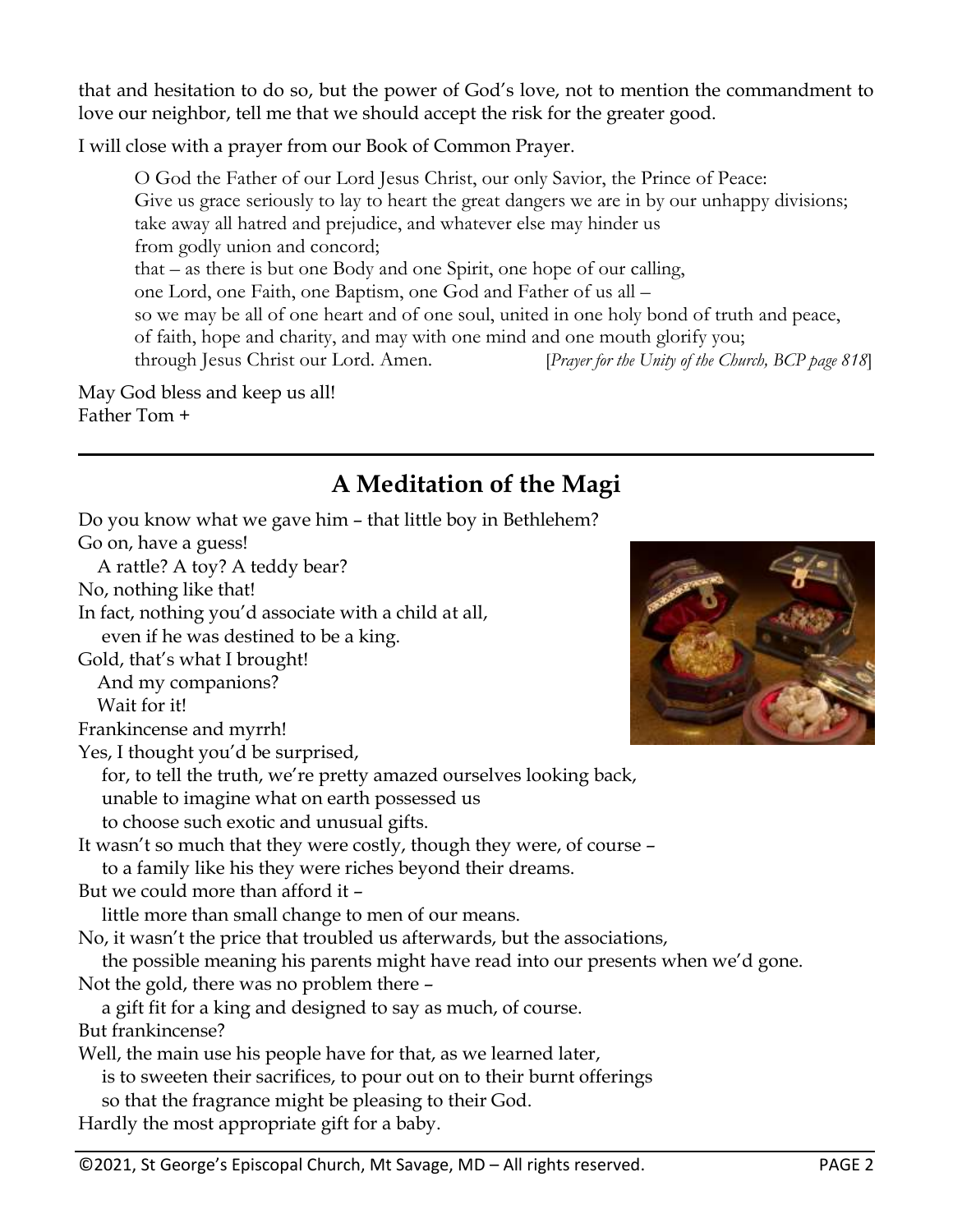that and hesitation to do so, but the power of God's love, not to mention the commandment to love our neighbor, tell me that we should accept the risk for the greater good.

I will close with a prayer from our Book of Common Prayer.

> O God the Father of our Lord Jesus Christ, our only Savior, the Prince of Peace:
> Give us grace seriously to lay to heart the great dangers we are in by our unhappy divisions;
> take away all hatred and prejudice, and whatever else may hinder us
> from godly union and concord;
> that – as there is but one Body and one Spirit, one hope of our calling,
> one Lord, one Faith, one Baptism, one God and Father of us all –
> so we may be all of one heart and of one soul, united in one holy bond of truth and peace,
> of faith, hope and charity, and may with one mind and one mouth glorify you;
> through Jesus Christ our Lord. Amen. [*Prayer for the Unity of the Church, BCP page 818*]

May God bless and keep us all!
Father Tom +

---

## A Meditation of the Magi

Do you know what we gave him – that little boy in Bethlehem?
Go on, have a guess!
A rattle? A toy? A teddy bear?
No, nothing like that!
In fact, nothing you'd associate with a child at all,
even if he was destined to be a king.
Gold, that's what I brought!
And my companions?
Wait for it!
Frankincense and myrrh!
Yes, I thought you'd be surprised,
for, to tell the truth, we're pretty amazed ourselves looking back,
unable to imagine what on earth possessed us
to choose such exotic and unusual gifts.
It wasn't so much that they were costly, though they were, of course –
to a family like his they were riches beyond their dreams.
But we could more than afford it –
little more than small change to men of our means.
No, it wasn't the price that troubled us afterwards, but the associations,
the possible meaning his parents might have read into our presents when we'd gone.
Not the gold, there was no problem there –
a gift fit for a king and designed to say as much, of course.
But frankincense?
Well, the main use his people have for that, as we learned later,
is to sweeten their sacrifices, to pour out on to their burnt offerings
so that the fragrance might be pleasing to their God.
Hardly the most appropriate gift for a baby.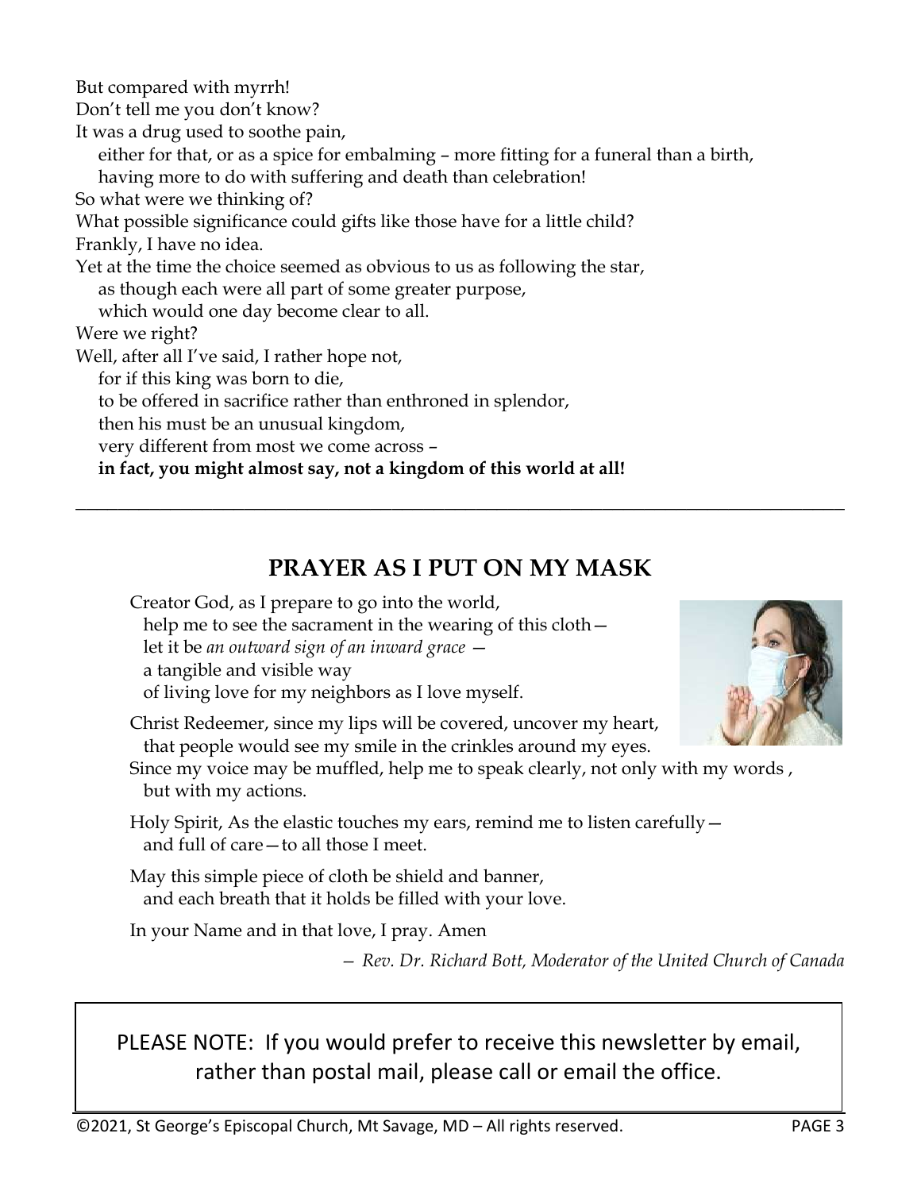But compared with myrrh!
Don't tell me you don't know?
It was a drug used to soothe pain,
either for that, or as a spice for embalming – more fitting for a funeral than a birth,
having more to do with suffering and death than celebration!
So what were we thinking of?
What possible significance could gifts like those have for a little child?
Frankly, I have no idea.
Yet at the time the choice seemed as obvious to us as following the star,
as though each were all part of some greater purpose,
which would one day become clear to all.
Were we right?
Well, after all I've said, I rather hope not,
for if this king was born to die,
to be offered in sacrifice rather than enthroned in splendor,
then his must be an unusual kingdom,
very different from most we come across –
**in fact, you might almost say, not a kingdom of this world at all!**

---

## PRAYER AS I PUT ON MY MASK

Creator God, as I prepare to go into the world,
help me to see the sacrament in the wearing of this cloth—
let it be *an outward sign of an inward grace* —
a tangible and visible way
of living love for my neighbors as I love myself.

Christ Redeemer, since my lips will be covered, uncover my heart,
that people would see my smile in the crinkles around my eyes.
Since my voice may be muffled, help me to speak clearly, not only with my words ,
but with my actions.

Holy Spirit, As the elastic touches my ears, remind me to listen carefully—
and full of care—to all those I meet.

May this simple piece of cloth be shield and banner,
and each breath that it holds be filled with your love.

In your Name and in that love, I pray. Amen

*— Rev. Dr. Richard Bott, Moderator of the United Church of Canada*

PLEASE NOTE: If you would prefer to receive this newsletter by email, rather than postal mail, please call or email the office.

©2021, St George's Episcopal Church, Mt Savage, MD – All rights reserved.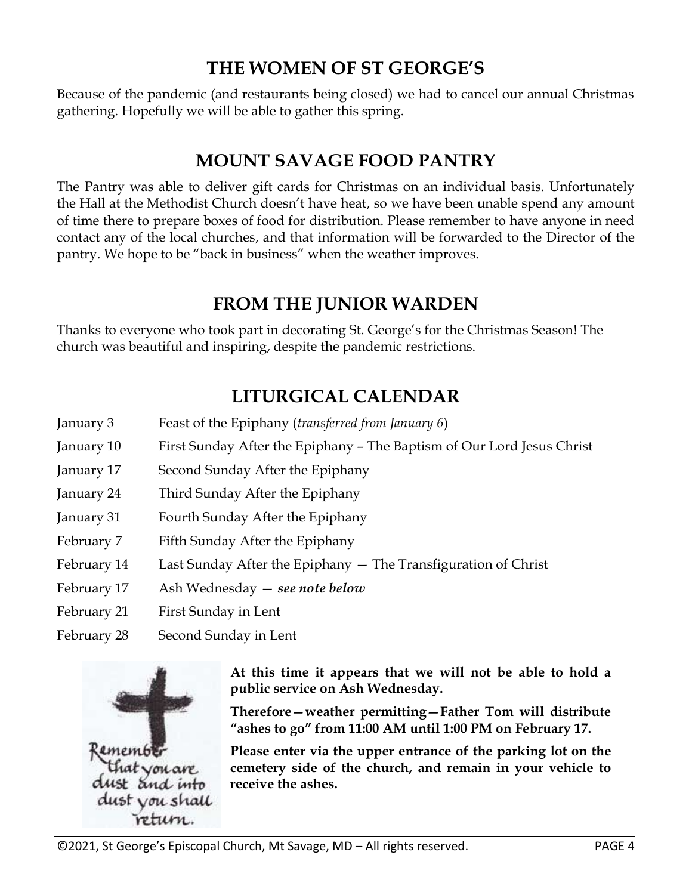## THE WOMEN OF ST GEORGE'S

Because of the pandemic (and restaurants being closed) we had to cancel our annual Christmas gathering. Hopefully we will be able to gather this spring.

## MOUNT SAVAGE FOOD PANTRY

The Pantry was able to deliver gift cards for Christmas on an individual basis. Unfortunately the Hall at the Methodist Church doesn't have heat, so we have been unable spend any amount of time there to prepare boxes of food for distribution. Please remember to have anyone in need contact any of the local churches, and that information will be forwarded to the Director of the pantry. We hope to be "back in business" when the weather improves.

## FROM THE JUNIOR WARDEN

Thanks to everyone who took part in decorating St. George's for the Christmas Season! The church was beautiful and inspiring, despite the pandemic restrictions.

## LITURGICAL CALENDAR

| | |
|---|---|
| January 3 | Feast of the Epiphany (*transferred from January 6*) |
| January 10 | First Sunday After the Epiphany – The Baptism of Our Lord Jesus Christ |
| January 17 | Second Sunday After the Epiphany |
| January 24 | Third Sunday After the Epiphany |
| January 31 | Fourth Sunday After the Epiphany |
| February 7 | Fifth Sunday After the Epiphany |
| February 14 | Last Sunday After the Epiphany — The Transfiguration of Christ |
| February 17 | Ash Wednesday — ***see note below*** |
| February 21 | First Sunday in Lent |
| February 28 | Second Sunday in Lent |

Remember that you are dust and into dust you shall return.

**At this time it appears that we will not be able to hold a public service on Ash Wednesday.**

**Therefore—weather permitting—Father Tom will distribute "ashes to go" from 11:00 AM until 1:00 PM on February 17.**

**Please enter via the upper entrance of the parking lot on the cemetery side of the church, and remain in your vehicle to receive the ashes.**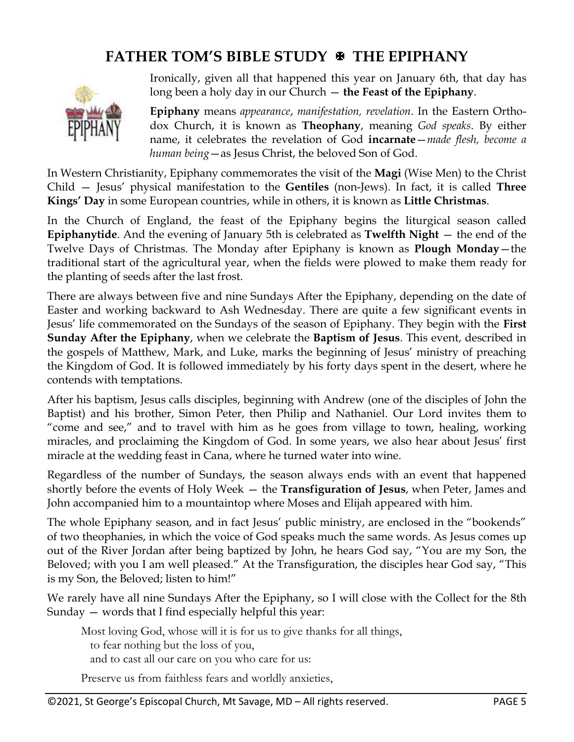# FATHER TOM'S BIBLE STUDY ✠ THE EPIPHANY

Ironically, given all that happened this year on January 6th, that day has long been a holy day in our Church — **the Feast of the Epiphany**.

**Epiphany** means *appearance*, *manifestation, revelation*. In the Eastern Orthodox Church, it is known as **Theophany**, meaning *God speaks*. By either name, it celebrates the revelation of God **incarnate**—*made flesh, become a human being*—as Jesus Christ, the beloved Son of God.

In Western Christianity, Epiphany commemorates the visit of the **Magi** (Wise Men) to the Christ Child — Jesus' physical manifestation to the **Gentiles** (non-Jews). In fact, it is called **Three Kings' Day** in some European countries, while in others, it is known as **Little Christmas**.

In the Church of England, the feast of the Epiphany begins the liturgical season called **Epiphanytide**. And the evening of January 5th is celebrated as **Twelfth Night** — the end of the Twelve Days of Christmas. The Monday after Epiphany is known as **Plough Monday**—the traditional start of the agricultural year, when the fields were plowed to make them ready for the planting of seeds after the last frost.

There are always between five and nine Sundays After the Epiphany, depending on the date of Easter and working backward to Ash Wednesday. There are quite a few significant events in Jesus' life commemorated on the Sundays of the season of Epiphany. They begin with the **First Sunday After the Epiphany**, when we celebrate the **Baptism of Jesus**. This event, described in the gospels of Matthew, Mark, and Luke, marks the beginning of Jesus' ministry of preaching the Kingdom of God. It is followed immediately by his forty days spent in the desert, where he contends with temptations.

After his baptism, Jesus calls disciples, beginning with Andrew (one of the disciples of John the Baptist) and his brother, Simon Peter, then Philip and Nathaniel. Our Lord invites them to "come and see," and to travel with him as he goes from village to town, healing, working miracles, and proclaiming the Kingdom of God. In some years, we also hear about Jesus' first miracle at the wedding feast in Cana, where he turned water into wine.

Regardless of the number of Sundays, the season always ends with an event that happened shortly before the events of Holy Week — the **Transfiguration of Jesus**, when Peter, James and John accompanied him to a mountaintop where Moses and Elijah appeared with him.

The whole Epiphany season, and in fact Jesus' public ministry, are enclosed in the "bookends" of two theophanies, in which the voice of God speaks much the same words. As Jesus comes up out of the River Jordan after being baptized by John, he hears God say, "You are my Son, the Beloved; with you I am well pleased." At the Transfiguration, the disciples hear God say, "This is my Son, the Beloved; listen to him!"

We rarely have all nine Sundays After the Epiphany, so I will close with the Collect for the 8th Sunday — words that I find especially helpful this year:

> Most loving God, whose will it is for us to give thanks for all things,
> to fear nothing but the loss of you,
> and to cast all our care on you who care for us:
>
> Preserve us from faithless fears and worldly anxieties,

©2021, St George's Episcopal Church, Mt Savage, MD – All rights reserved.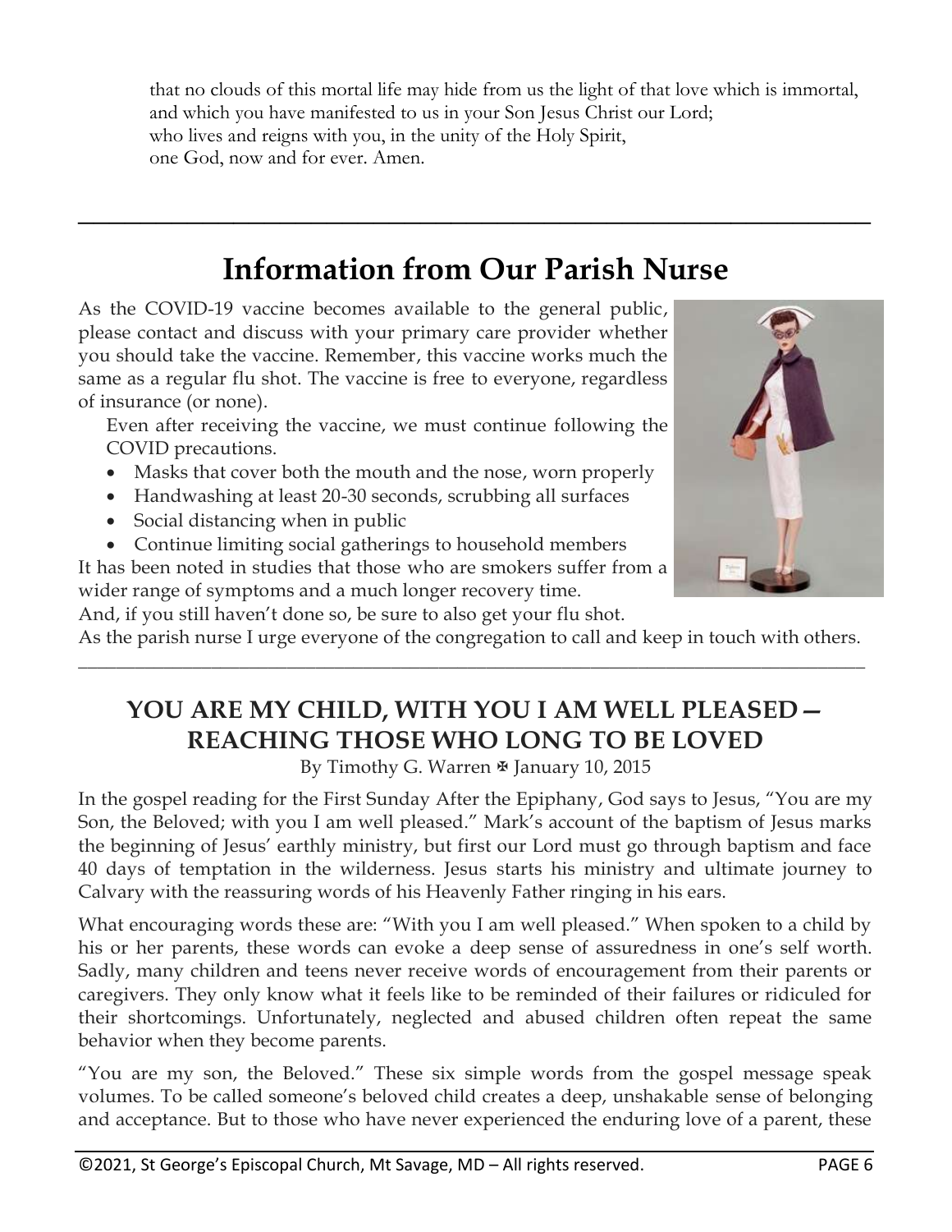that no clouds of this mortal life may hide from us the light of that love which is immortal, and which you have manifested to us in your Son Jesus Christ our Lord; who lives and reigns with you, in the unity of the Holy Spirit, one God, now and for ever. Amen.

---

# Information from Our Parish Nurse

As the COVID-19 vaccine becomes available to the general public, please contact and discuss with your primary care provider whether you should take the vaccine. Remember, this vaccine works much the same as a regular flu shot. The vaccine is free to everyone, regardless of insurance (or none).

Even after receiving the vaccine, we must continue following the COVID precautions.

- Masks that cover both the mouth and the nose, worn properly
- Handwashing at least 20-30 seconds, scrubbing all surfaces
- Social distancing when in public
- Continue limiting social gatherings to household members

It has been noted in studies that those who are smokers suffer from a wider range of symptoms and a much longer recovery time.

And, if you still haven't done so, be sure to also get your flu shot.

As the parish nurse I urge everyone of the congregation to call and keep in touch with others.

---

## YOU ARE MY CHILD, WITH YOU I AM WELL PLEASED — REACHING THOSE WHO LONG TO BE LOVED

By Timothy G. Warren ✠ January 10, 2015

In the gospel reading for the First Sunday After the Epiphany, God says to Jesus, "You are my Son, the Beloved; with you I am well pleased." Mark's account of the baptism of Jesus marks the beginning of Jesus' earthly ministry, but first our Lord must go through baptism and face 40 days of temptation in the wilderness. Jesus starts his ministry and ultimate journey to Calvary with the reassuring words of his Heavenly Father ringing in his ears.

What encouraging words these are: "With you I am well pleased." When spoken to a child by his or her parents, these words can evoke a deep sense of assuredness in one's self worth. Sadly, many children and teens never receive words of encouragement from their parents or caregivers. They only know what it feels like to be reminded of their failures or ridiculed for their shortcomings. Unfortunately, neglected and abused children often repeat the same behavior when they become parents.

"You are my son, the Beloved." These six simple words from the gospel message speak volumes. To be called someone's beloved child creates a deep, unshakable sense of belonging and acceptance. But to those who have never experienced the enduring love of a parent, these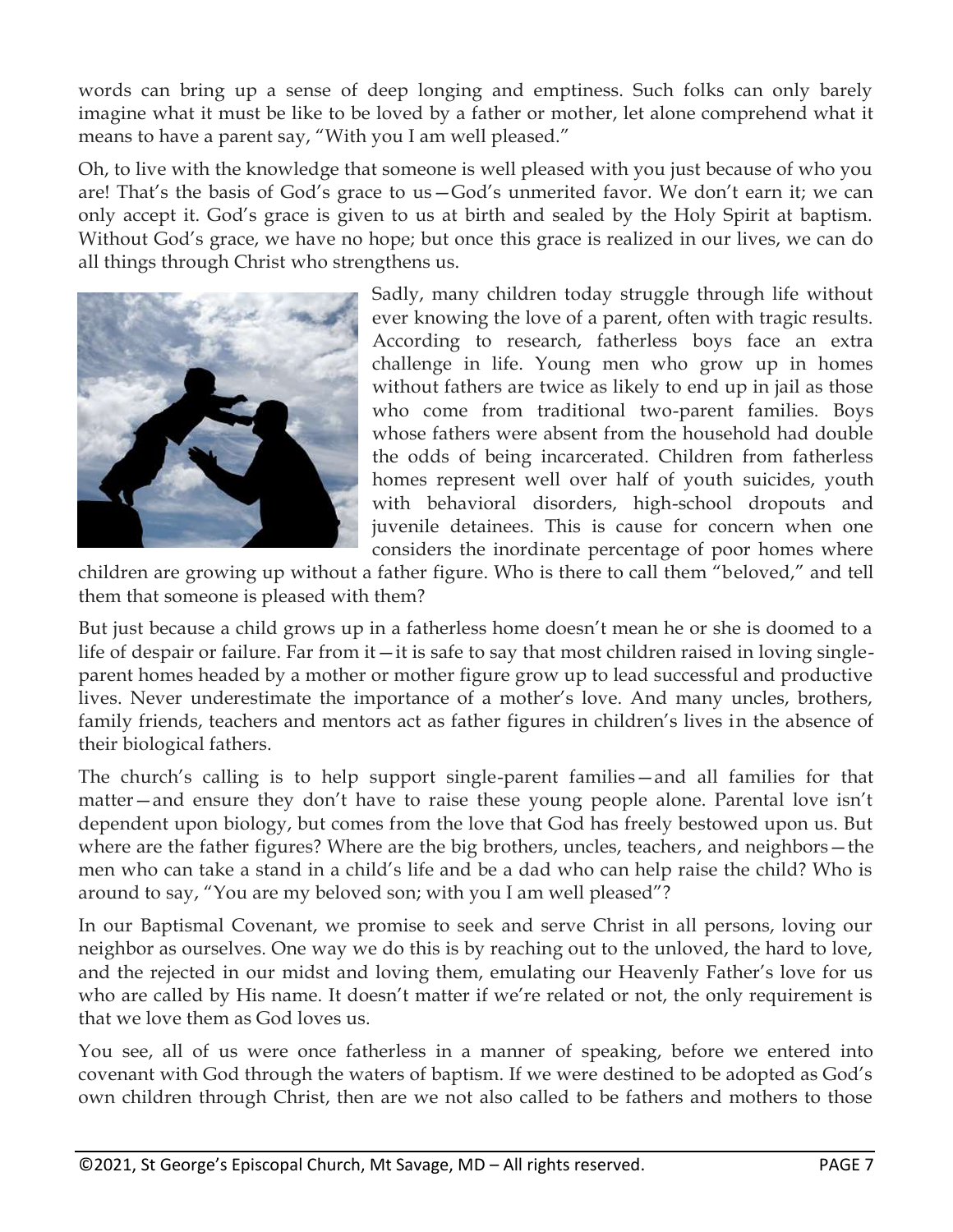words can bring up a sense of deep longing and emptiness. Such folks can only barely imagine what it must be like to be loved by a father or mother, let alone comprehend what it means to have a parent say, "With you I am well pleased."

Oh, to live with the knowledge that someone is well pleased with you just because of who you are! That's the basis of God's grace to us—God's unmerited favor. We don't earn it; we can only accept it. God's grace is given to us at birth and sealed by the Holy Spirit at baptism. Without God's grace, we have no hope; but once this grace is realized in our lives, we can do all things through Christ who strengthens us.

Sadly, many children today struggle through life without ever knowing the love of a parent, often with tragic results. According to research, fatherless boys face an extra challenge in life. Young men who grow up in homes without fathers are twice as likely to end up in jail as those who come from traditional two-parent families. Boys whose fathers were absent from the household had double the odds of being incarcerated. Children from fatherless homes represent well over half of youth suicides, youth with behavioral disorders, high-school dropouts and juvenile detainees. This is cause for concern when one considers the inordinate percentage of poor homes where children are growing up without a father figure. Who is there to call them "beloved," and tell them that someone is pleased with them?

But just because a child grows up in a fatherless home doesn't mean he or she is doomed to a life of despair or failure. Far from it—it is safe to say that most children raised in loving single-parent homes headed by a mother or mother figure grow up to lead successful and productive lives. Never underestimate the importance of a mother's love. And many uncles, brothers, family friends, teachers and mentors act as father figures in children's lives in the absence of their biological fathers.

The church's calling is to help support single-parent families—and all families for that matter—and ensure they don't have to raise these young people alone. Parental love isn't dependent upon biology, but comes from the love that God has freely bestowed upon us. But where are the father figures? Where are the big brothers, uncles, teachers, and neighbors—the men who can take a stand in a child's life and be a dad who can help raise the child? Who is around to say, "You are my beloved son; with you I am well pleased"?

In our Baptismal Covenant, we promise to seek and serve Christ in all persons, loving our neighbor as ourselves. One way we do this is by reaching out to the unloved, the hard to love, and the rejected in our midst and loving them, emulating our Heavenly Father's love for us who are called by His name. It doesn't matter if we're related or not, the only requirement is that we love them as God loves us.

You see, all of us were once fatherless in a manner of speaking, before we entered into covenant with God through the waters of baptism. If we were destined to be adopted as God's own children through Christ, then are we not also called to be fathers and mothers to those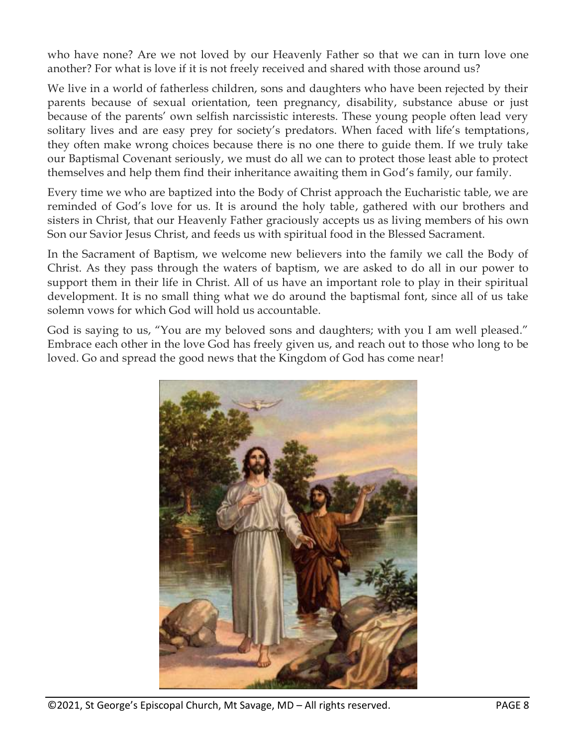who have none? Are we not loved by our Heavenly Father so that we can in turn love one another? For what is love if it is not freely received and shared with those around us?

We live in a world of fatherless children, sons and daughters who have been rejected by their parents because of sexual orientation, teen pregnancy, disability, substance abuse or just because of the parents' own selfish narcissistic interests. These young people often lead very solitary lives and are easy prey for society's predators. When faced with life's temptations, they often make wrong choices because there is no one there to guide them. If we truly take our Baptismal Covenant seriously, we must do all we can to protect those least able to protect themselves and help them find their inheritance awaiting them in God's family, our family.

Every time we who are baptized into the Body of Christ approach the Eucharistic table, we are reminded of God's love for us. It is around the holy table, gathered with our brothers and sisters in Christ, that our Heavenly Father graciously accepts us as living members of his own Son our Savior Jesus Christ, and feeds us with spiritual food in the Blessed Sacrament.

In the Sacrament of Baptism, we welcome new believers into the family we call the Body of Christ. As they pass through the waters of baptism, we are asked to do all in our power to support them in their life in Christ. All of us have an important role to play in their spiritual development. It is no small thing what we do around the baptismal font, since all of us take solemn vows for which God will hold us accountable.

God is saying to us, "You are my beloved sons and daughters; with you I am well pleased." Embrace each other in the love God has freely given us, and reach out to those who long to be loved. Go and spread the good news that the Kingdom of God has come near!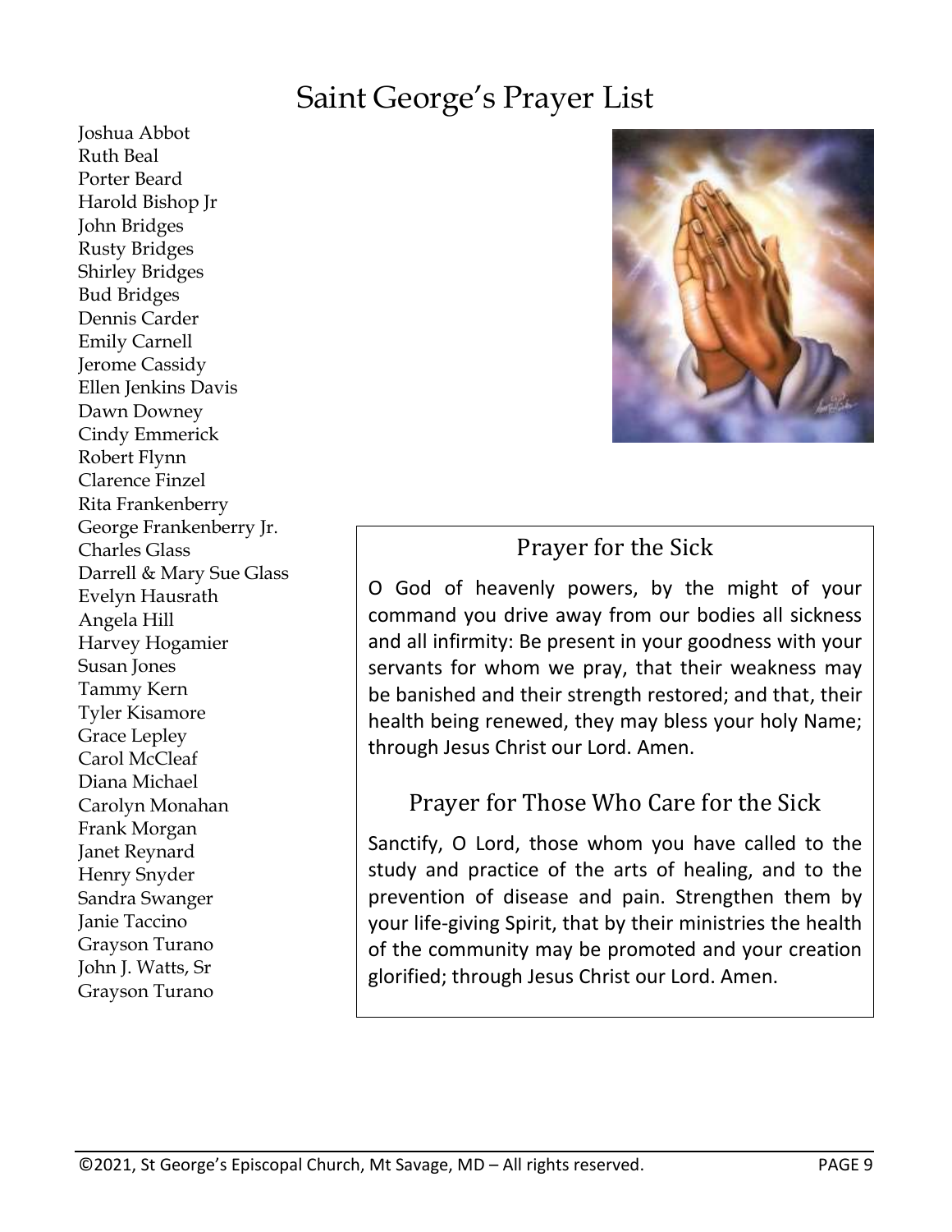# Saint George's Prayer List

Joshua Abbot
Ruth Beal
Porter Beard
Harold Bishop Jr
John Bridges
Rusty Bridges
Shirley Bridges
Bud Bridges
Dennis Carder
Emily Carnell
Jerome Cassidy
Ellen Jenkins Davis
Dawn Downey
Cindy Emmerick
Robert Flynn
Clarence Finzel
Rita Frankenberry
George Frankenberry Jr.
Charles Glass
Darrell & Mary Sue Glass
Evelyn Hausrath
Angela Hill
Harvey Hogamier
Susan Jones
Tammy Kern
Tyler Kisamore
Grace Lepley
Carol McCleaf
Diana Michael
Carolyn Monahan
Frank Morgan
Janet Reynard
Henry Snyder
Sandra Swanger
Janie Taccino
Grayson Turano
John J. Watts, Sr
Grayson Turano

## Prayer for the Sick

O God of heavenly powers, by the might of your command you drive away from our bodies all sickness and all infirmity: Be present in your goodness with your servants for whom we pray, that their weakness may be banished and their strength restored; and that, their health being renewed, they may bless your holy Name; through Jesus Christ our Lord. Amen.

## Prayer for Those Who Care for the Sick

Sanctify, O Lord, those whom you have called to the study and practice of the arts of healing, and to the prevention of disease and pain. Strengthen them by your life-giving Spirit, that by their ministries the health of the community may be promoted and your creation glorified; through Jesus Christ our Lord. Amen.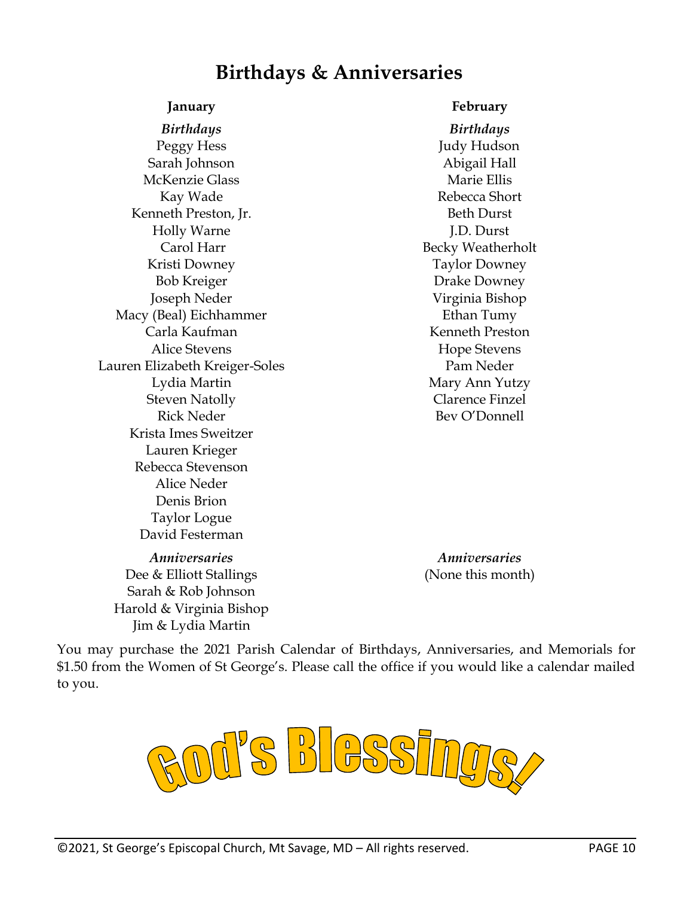# Birthdays & Anniversaries

## January

*Birthdays*

Peggy Hess
Sarah Johnson
McKenzie Glass
Kay Wade
Kenneth Preston, Jr.
Holly Warne
Carol Harr
Kristi Downey
Bob Kreiger
Joseph Neder
Macy (Beal) Eichhammer
Carla Kaufman
Alice Stevens
Lauren Elizabeth Kreiger-Soles
Lydia Martin
Steven Natolly
Rick Neder
Krista Imes Sweitzer
Lauren Krieger
Rebecca Stevenson
Alice Neder
Denis Brion
Taylor Logue
David Festerman

*Anniversaries*

Dee & Elliott Stallings
Sarah & Rob Johnson
Harold & Virginia Bishop
Jim & Lydia Martin

## February

*Birthdays*

Judy Hudson
Abigail Hall
Marie Ellis
Rebecca Short
Beth Durst
J.D. Durst
Becky Weatherholt
Taylor Downey
Drake Downey
Virginia Bishop
Ethan Tumy
Kenneth Preston
Hope Stevens
Pam Neder
Mary Ann Yutzy
Clarence Finzel
Bev O'Donnell

*Anniversaries*

(None this month)

You may purchase the 2021 Parish Calendar of Birthdays, Anniversaries, and Memorials for $1.50 from the Women of St George's. Please call the office if you would like a calendar mailed to you.

God's Blessings!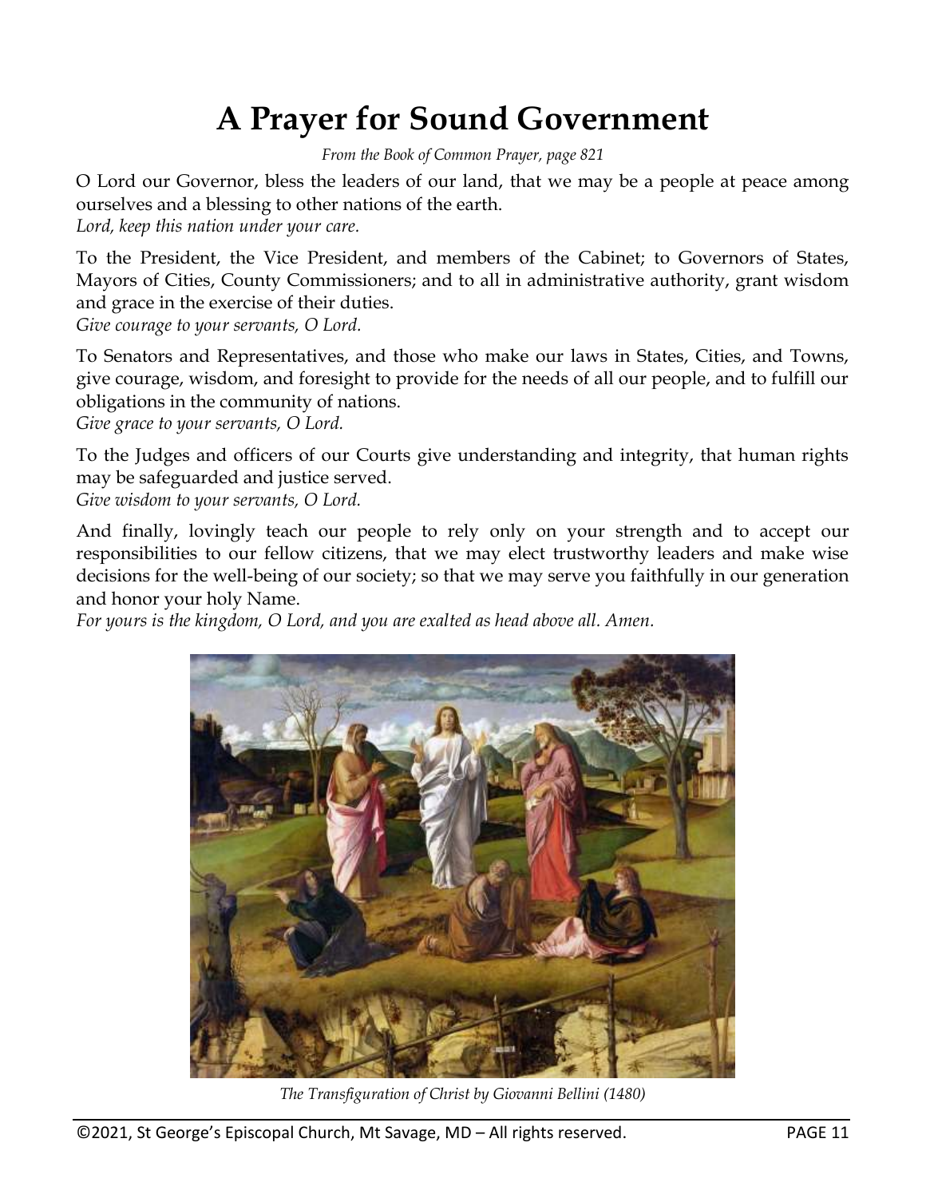# A Prayer for Sound Government

*From the Book of Common Prayer, page 821*

O Lord our Governor, bless the leaders of our land, that we may be a people at peace among ourselves and a blessing to other nations of the earth.
*Lord, keep this nation under your care.*

To the President, the Vice President, and members of the Cabinet; to Governors of States, Mayors of Cities, County Commissioners; and to all in administrative authority, grant wisdom and grace in the exercise of their duties.
*Give courage to your servants, O Lord.*

To Senators and Representatives, and those who make our laws in States, Cities, and Towns, give courage, wisdom, and foresight to provide for the needs of all our people, and to fulfill our obligations in the community of nations.
*Give grace to your servants, O Lord.*

To the Judges and officers of our Courts give understanding and integrity, that human rights may be safeguarded and justice served.
*Give wisdom to your servants, O Lord.*

And finally, lovingly teach our people to rely only on your strength and to accept our responsibilities to our fellow citizens, that we may elect trustworthy leaders and make wise decisions for the well-being of our society; so that we may serve you faithfully in our generation and honor your holy Name.
*For yours is the kingdom, O Lord, and you are exalted as head above all. Amen.*

*The Transfiguration of Christ by Giovanni Bellini (1480)*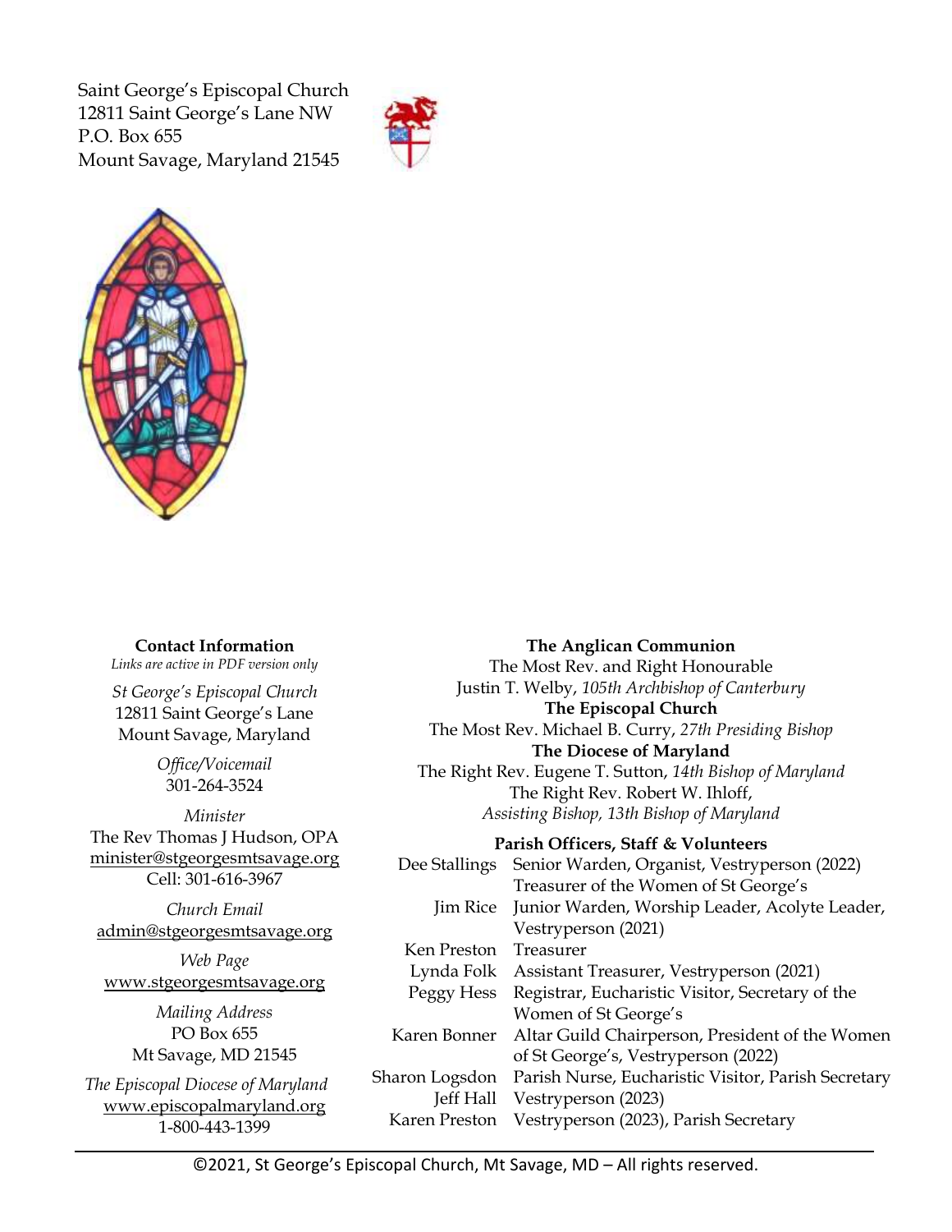Saint George's Episcopal Church
12811 Saint George's Lane NW
P.O. Box 655
Mount Savage, Maryland 21545

**Contact Information**
*Links are active in PDF version only*

*St George's Episcopal Church*
12811 Saint George's Lane
Mount Savage, Maryland

*Office/Voicemail*
301-264-3524

*Minister*
The Rev Thomas J Hudson, OPA
minister@stgeorgesmtsavage.org
Cell: 301-616-3967

*Church Email*
admin@stgeorgesmtsavage.org

*Web Page*
www.stgeorgesmtsavage.org

*Mailing Address*
PO Box 655
Mt Savage, MD 21545

*The Episcopal Diocese of Maryland*
www.episcopalmaryland.org
1-800-443-1399

**The Anglican Communion**
The Most Rev. and Right Honourable
Justin T. Welby, *105th Archbishop of Canterbury*

**The Episcopal Church**
The Most Rev. Michael B. Curry, *27th Presiding Bishop*

**The Diocese of Maryland**
The Right Rev. Eugene T. Sutton, *14th Bishop of Maryland*
The Right Rev. Robert W. Ihloff,
*Assisting Bishop, 13th Bishop of Maryland*

**Parish Officers, Staff & Volunteers**

| | |
|---|---|
| Dee Stallings | Senior Warden, Organist, Vestryperson (2022) Treasurer of the Women of St George's |
| Jim Rice | Junior Warden, Worship Leader, Acolyte Leader, Vestryperson (2021) |
| Ken Preston | Treasurer |
| Lynda Folk | Assistant Treasurer, Vestryperson (2021) |
| Peggy Hess | Registrar, Eucharistic Visitor, Secretary of the Women of St George's |
| Karen Bonner | Altar Guild Chairperson, President of the Women of St George's, Vestryperson (2022) |
| Sharon Logsdon | Parish Nurse, Eucharistic Visitor, Parish Secretary |
| Jeff Hall | Vestryperson (2023) |
| Karen Preston | Vestryperson (2023), Parish Secretary |

©2021, St George's Episcopal Church, Mt Savage, MD – All rights reserved.